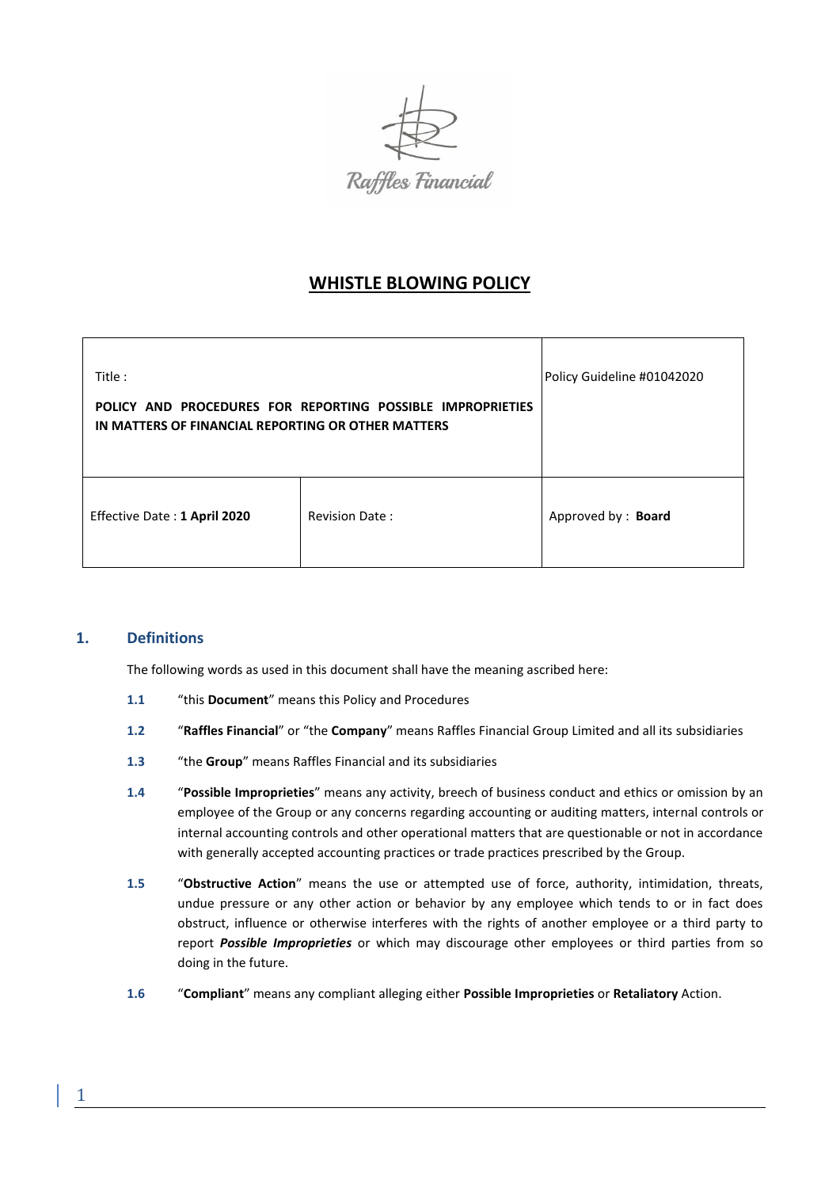# WHISTLE BLOWING POLICY

| Title :<br><br>**POLICY AND PROCEDURES FOR REPORTING POSSIBLE IMPROPRIETIES IN MATTERS OF FINANCIAL REPORTING OR OTHER MATTERS** | | Policy Guideline #01042020 |
|---|---|---|
| Effective Date : **1 April 2020** | Revision Date : | Approved by : **Board** |

## 1. Definitions

The following words as used in this document shall have the meaning ascribed here:

**1.1** "this **Document**" means this Policy and Procedures

**1.2** "**Raffles Financial**" or "the **Company**" means Raffles Financial Group Limited and all its subsidiaries

**1.3** "the **Group**" means Raffles Financial and its subsidiaries

**1.4** "**Possible Improprieties**" means any activity, breech of business conduct and ethics or omission by an employee of the Group or any concerns regarding accounting or auditing matters, internal controls or internal accounting controls and other operational matters that are questionable or not in accordance with generally accepted accounting practices or trade practices prescribed by the Group.

**1.5** "**Obstructive Action**" means the use or attempted use of force, authority, intimidation, threats, undue pressure or any other action or behavior by any employee which tends to or in fact does obstruct, influence or otherwise interferes with the rights of another employee or a third party to report ***Possible Improprieties*** or which may discourage other employees or third parties from so doing in the future.

**1.6** "**Compliant**" means any compliant alleging either **Possible Improprieties** or **Retaliatory** Action.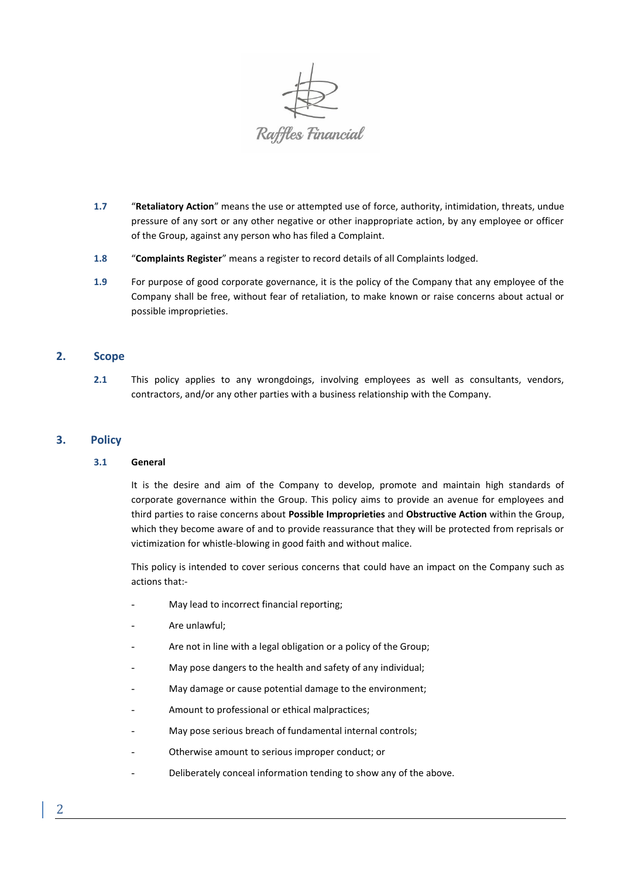**1.7** "**Retaliatory Action**" means the use or attempted use of force, authority, intimidation, threats, undue pressure of any sort or any other negative or other inappropriate action, by any employee or officer of the Group, against any person who has filed a Complaint.

**1.8** "**Complaints Register**" means a register to record details of all Complaints lodged.

**1.9** For purpose of good corporate governance, it is the policy of the Company that any employee of the Company shall be free, without fear of retaliation, to make known or raise concerns about actual or possible improprieties.

## 2. Scope

**2.1** This policy applies to any wrongdoings, involving employees as well as consultants, vendors, contractors, and/or any other parties with a business relationship with the Company.

## 3. Policy

### 3.1 General

It is the desire and aim of the Company to develop, promote and maintain high standards of corporate governance within the Group. This policy aims to provide an avenue for employees and third parties to raise concerns about **Possible Improprieties** and **Obstructive Action** within the Group, which they become aware of and to provide reassurance that they will be protected from reprisals or victimization for whistle-blowing in good faith and without malice.

This policy is intended to cover serious concerns that could have an impact on the Company such as actions that:-

- May lead to incorrect financial reporting;
- Are unlawful;
- Are not in line with a legal obligation or a policy of the Group;
- May pose dangers to the health and safety of any individual;
- May damage or cause potential damage to the environment;
- Amount to professional or ethical malpractices;
- May pose serious breach of fundamental internal controls;
- Otherwise amount to serious improper conduct; or
- Deliberately conceal information tending to show any of the above.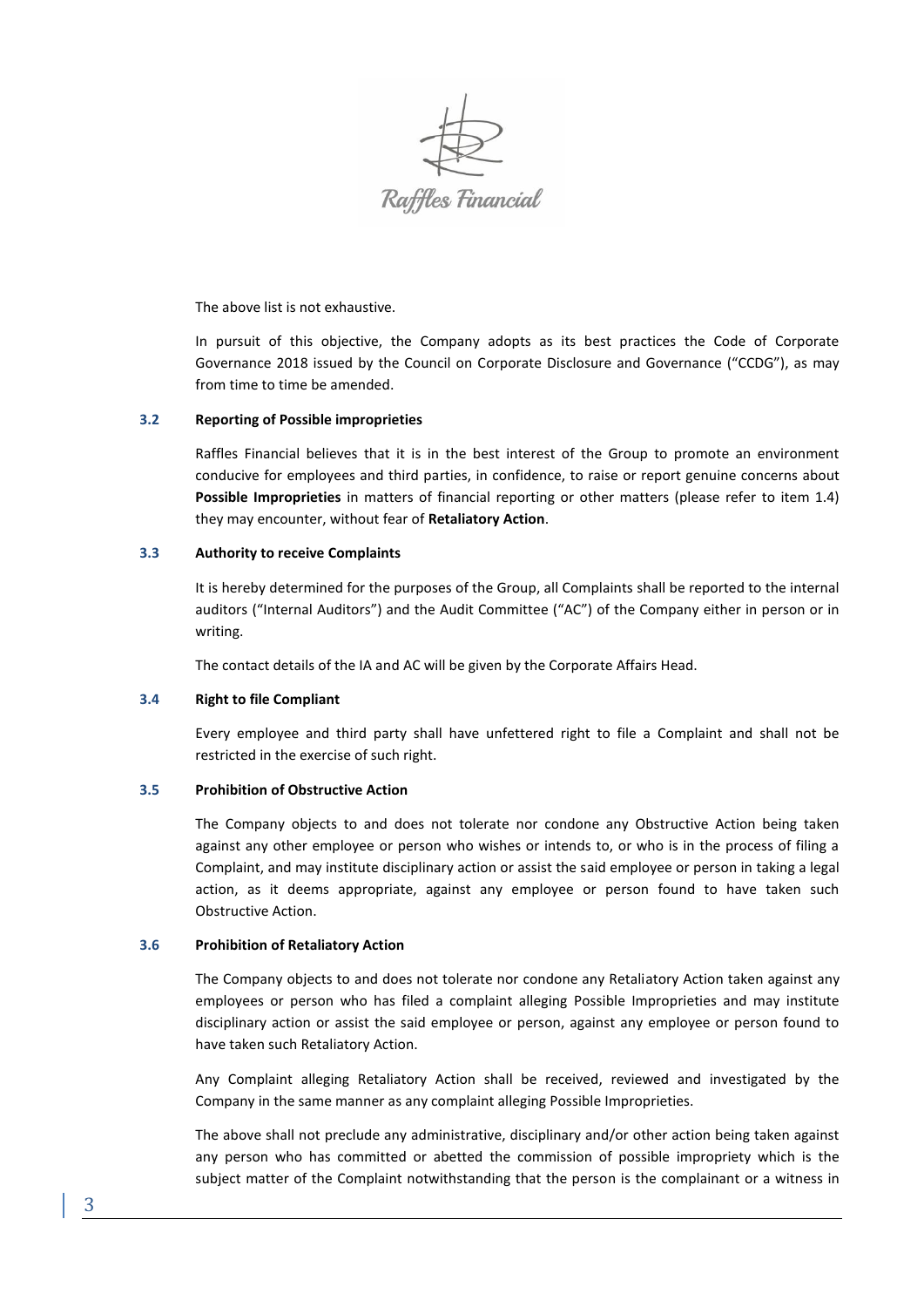The above list is not exhaustive.

In pursuit of this objective, the Company adopts as its best practices the Code of Corporate Governance 2018 issued by the Council on Corporate Disclosure and Governance ("CCDG"), as may from time to time be amended.

### 3.2 Reporting of Possible improprieties

Raffles Financial believes that it is in the best interest of the Group to promote an environment conducive for employees and third parties, in confidence, to raise or report genuine concerns about **Possible Improprieties** in matters of financial reporting or other matters (please refer to item 1.4) they may encounter, without fear of **Retaliatory Action**.

### 3.3 Authority to receive Complaints

It is hereby determined for the purposes of the Group, all Complaints shall be reported to the internal auditors ("Internal Auditors") and the Audit Committee ("AC") of the Company either in person or in writing.

The contact details of the IA and AC will be given by the Corporate Affairs Head.

### 3.4 Right to file Compliant

Every employee and third party shall have unfettered right to file a Complaint and shall not be restricted in the exercise of such right.

### 3.5 Prohibition of Obstructive Action

The Company objects to and does not tolerate nor condone any Obstructive Action being taken against any other employee or person who wishes or intends to, or who is in the process of filing a Complaint, and may institute disciplinary action or assist the said employee or person in taking a legal action, as it deems appropriate, against any employee or person found to have taken such Obstructive Action.

### 3.6 Prohibition of Retaliatory Action

The Company objects to and does not tolerate nor condone any Retaliatory Action taken against any employees or person who has filed a complaint alleging Possible Improprieties and may institute disciplinary action or assist the said employee or person, against any employee or person found to have taken such Retaliatory Action.

Any Complaint alleging Retaliatory Action shall be received, reviewed and investigated by the Company in the same manner as any complaint alleging Possible Improprieties.

The above shall not preclude any administrative, disciplinary and/or other action being taken against any person who has committed or abetted the commission of possible impropriety which is the subject matter of the Complaint notwithstanding that the person is the complainant or a witness in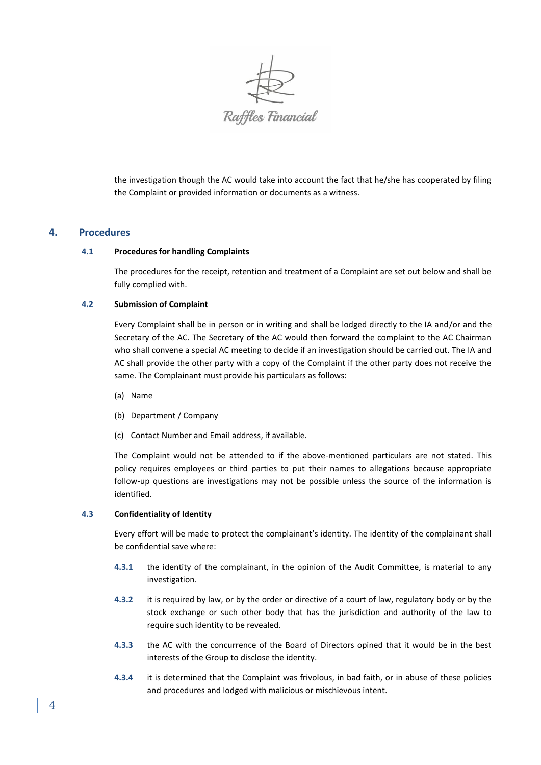the investigation though the AC would take into account the fact that he/she has cooperated by filing the Complaint or provided information or documents as a witness.

## 4. Procedures

### 4.1 Procedures for handling Complaints

The procedures for the receipt, retention and treatment of a Complaint are set out below and shall be fully complied with.

### 4.2 Submission of Complaint

Every Complaint shall be in person or in writing and shall be lodged directly to the IA and/or and the Secretary of the AC. The Secretary of the AC would then forward the complaint to the AC Chairman who shall convene a special AC meeting to decide if an investigation should be carried out. The IA and AC shall provide the other party with a copy of the Complaint if the other party does not receive the same. The Complainant must provide his particulars as follows:

(a) Name

(b) Department / Company

(c) Contact Number and Email address, if available.

The Complaint would not be attended to if the above-mentioned particulars are not stated. This policy requires employees or third parties to put their names to allegations because appropriate follow-up questions are investigations may not be possible unless the source of the information is identified.

### 4.3 Confidentiality of Identity

Every effort will be made to protect the complainant's identity. The identity of the complainant shall be confidential save where:

**4.3.1** the identity of the complainant, in the opinion of the Audit Committee, is material to any investigation.

**4.3.2** it is required by law, or by the order or directive of a court of law, regulatory body or by the stock exchange or such other body that has the jurisdiction and authority of the law to require such identity to be revealed.

**4.3.3** the AC with the concurrence of the Board of Directors opined that it would be in the best interests of the Group to disclose the identity.

**4.3.4** it is determined that the Complaint was frivolous, in bad faith, or in abuse of these policies and procedures and lodged with malicious or mischievous intent.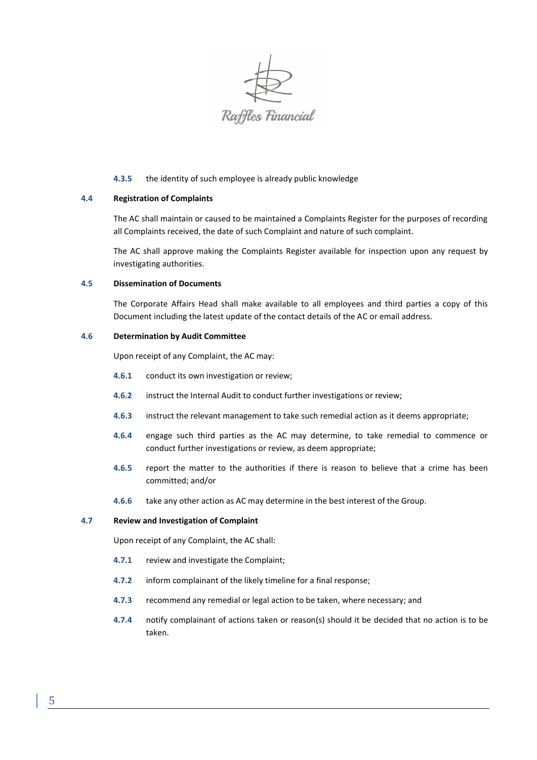**4.3.5** the identity of such employee is already public knowledge

### 4.4 Registration of Complaints

The AC shall maintain or caused to be maintained a Complaints Register for the purposes of recording all Complaints received, the date of such Complaint and nature of such complaint.

The AC shall approve making the Complaints Register available for inspection upon any request by investigating authorities.

### 4.5 Dissemination of Documents

The Corporate Affairs Head shall make available to all employees and third parties a copy of this Document including the latest update of the contact details of the AC or email address.

### 4.6 Determination by Audit Committee

Upon receipt of any Complaint, the AC may:

**4.6.1** conduct its own investigation or review;

**4.6.2** instruct the Internal Audit to conduct further investigations or review;

**4.6.3** instruct the relevant management to take such remedial action as it deems appropriate;

**4.6.4** engage such third parties as the AC may determine, to take remedial to commence or conduct further investigations or review, as deem appropriate;

**4.6.5** report the matter to the authorities if there is reason to believe that a crime has been committed; and/or

**4.6.6** take any other action as AC may determine in the best interest of the Group.

### 4.7 Review and Investigation of Complaint

Upon receipt of any Complaint, the AC shall:

**4.7.1** review and investigate the Complaint;

**4.7.2** inform complainant of the likely timeline for a final response;

**4.7.3** recommend any remedial or legal action to be taken, where necessary; and

**4.7.4** notify complainant of actions taken or reason(s) should it be decided that no action is to be taken.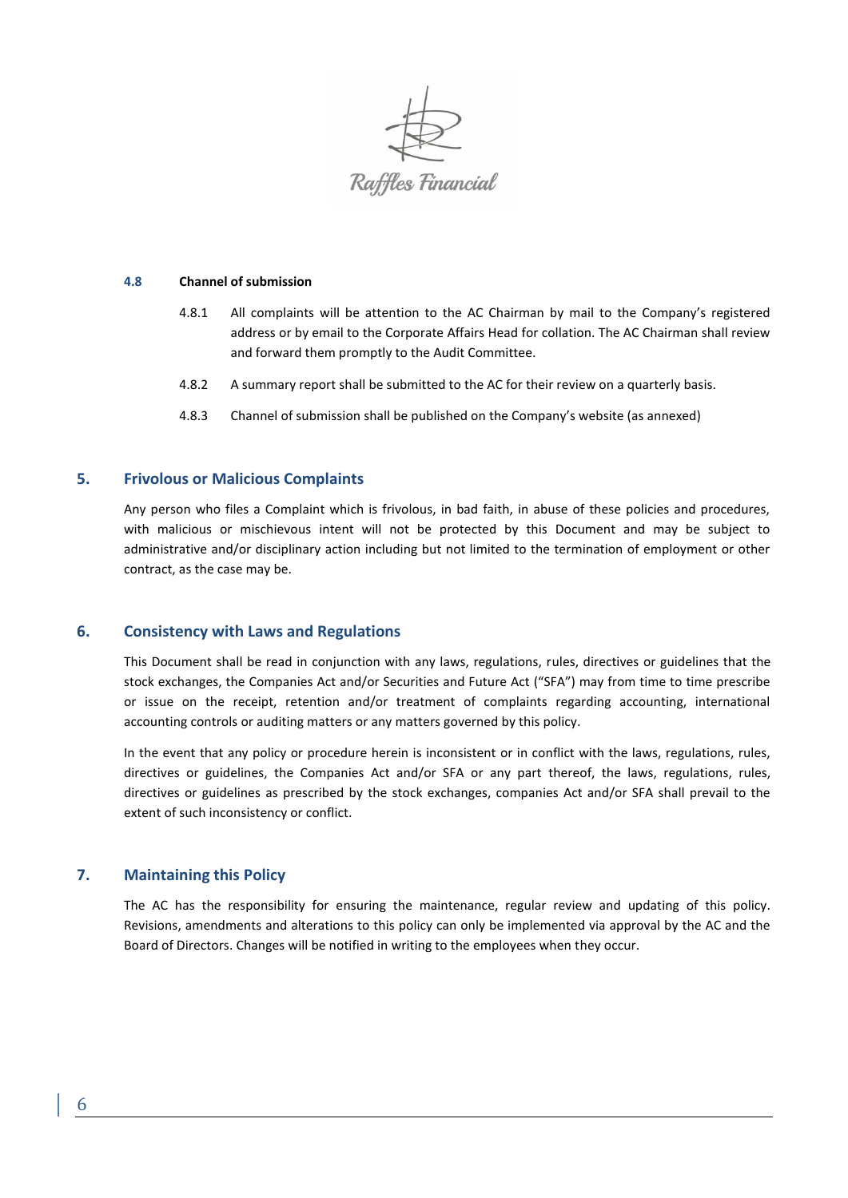### 4.8 Channel of submission

4.8.1 All complaints will be attention to the AC Chairman by mail to the Company's registered address or by email to the Corporate Affairs Head for collation. The AC Chairman shall review and forward them promptly to the Audit Committee.

4.8.2 A summary report shall be submitted to the AC for their review on a quarterly basis.

4.8.3 Channel of submission shall be published on the Company's website (as annexed)

## 5. Frivolous or Malicious Complaints

Any person who files a Complaint which is frivolous, in bad faith, in abuse of these policies and procedures, with malicious or mischievous intent will not be protected by this Document and may be subject to administrative and/or disciplinary action including but not limited to the termination of employment or other contract, as the case may be.

## 6. Consistency with Laws and Regulations

This Document shall be read in conjunction with any laws, regulations, rules, directives or guidelines that the stock exchanges, the Companies Act and/or Securities and Future Act ("SFA") may from time to time prescribe or issue on the receipt, retention and/or treatment of complaints regarding accounting, international accounting controls or auditing matters or any matters governed by this policy.

In the event that any policy or procedure herein is inconsistent or in conflict with the laws, regulations, rules, directives or guidelines, the Companies Act and/or SFA or any part thereof, the laws, regulations, rules, directives or guidelines as prescribed by the stock exchanges, companies Act and/or SFA shall prevail to the extent of such inconsistency or conflict.

## 7. Maintaining this Policy

The AC has the responsibility for ensuring the maintenance, regular review and updating of this policy. Revisions, amendments and alterations to this policy can only be implemented via approval by the AC and the Board of Directors. Changes will be notified in writing to the employees when they occur.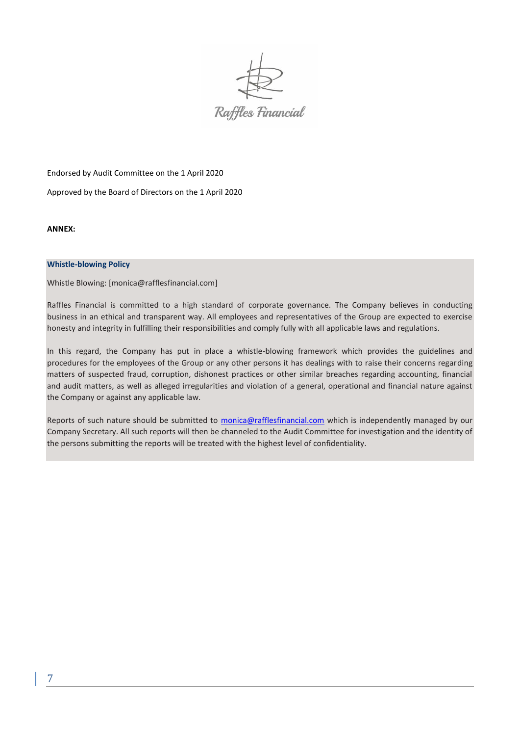Endorsed by Audit Committee on the 1 April 2020

Approved by the Board of Directors on the 1 April 2020

**ANNEX:**

**Whistle-blowing Policy**

Whistle Blowing: [monica@rafflesfinancial.com]

Raffles Financial is committed to a high standard of corporate governance. The Company believes in conducting business in an ethical and transparent way. All employees and representatives of the Group are expected to exercise honesty and integrity in fulfilling their responsibilities and comply fully with all applicable laws and regulations.

In this regard, the Company has put in place a whistle-blowing framework which provides the guidelines and procedures for the employees of the Group or any other persons it has dealings with to raise their concerns regarding matters of suspected fraud, corruption, dishonest practices or other similar breaches regarding accounting, financial and audit matters, as well as alleged irregularities and violation of a general, operational and financial nature against the Company or against any applicable law.

Reports of such nature should be submitted to monica@rafflesfinancial.com which is independently managed by our Company Secretary. All such reports will then be channeled to the Audit Committee for investigation and the identity of the persons submitting the reports will be treated with the highest level of confidentiality.